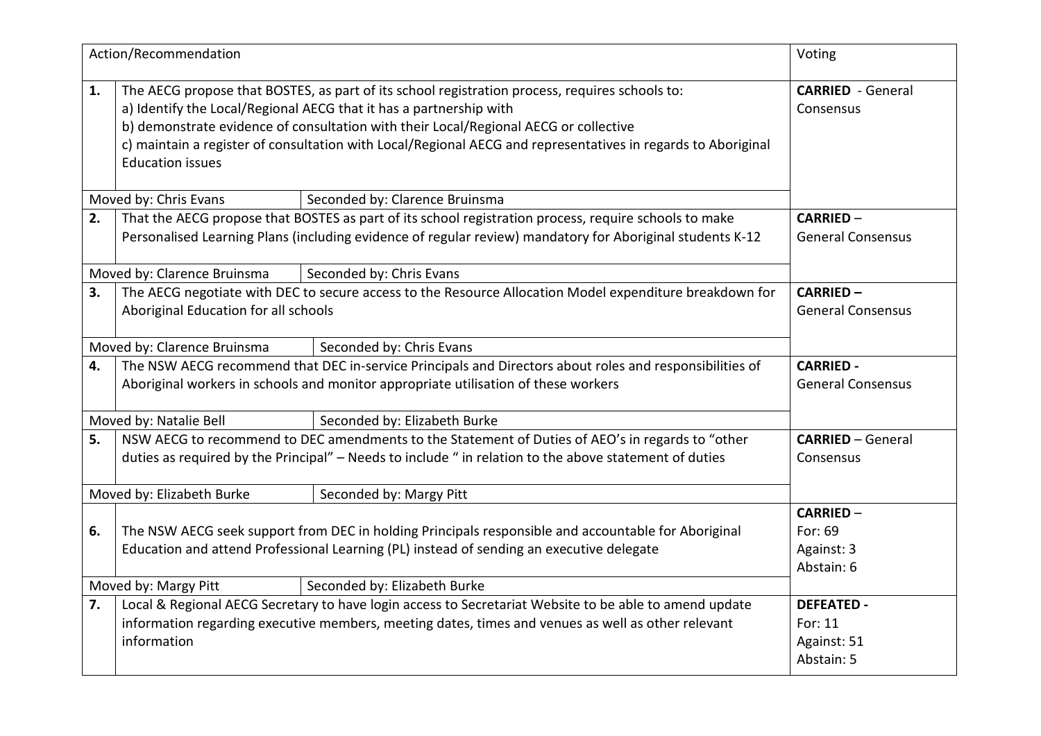| | Action/Recommendation | | Voting |
|---|---|---|---|
| **1.** | The AECG propose that BOSTES, as part of its school registration process, requires schools to:<br>a) Identify the Local/Regional AECG that it has a partnership with<br>b) demonstrate evidence of consultation with their Local/Regional AECG or collective<br>c) maintain a register of consultation with Local/Regional AECG and representatives in regards to Aboriginal Education issues | | **CARRIED** - General Consensus |
| | Moved by: Chris Evans | Seconded by: Clarence Bruinsma | |
| **2.** | That the AECG propose that BOSTES as part of its school registration process, require schools to make Personalised Learning Plans (including evidence of regular review) mandatory for Aboriginal students K-12 | | **CARRIED** – General Consensus |
| | Moved by: Clarence Bruinsma | Seconded by: Chris Evans | |
| **3.** | The AECG negotiate with DEC to secure access to the Resource Allocation Model expenditure breakdown for Aboriginal Education for all schools | | **CARRIED –** General Consensus |
| | Moved by: Clarence Bruinsma | Seconded by: Chris Evans | |
| **4.** | The NSW AECG recommend that DEC in-service Principals and Directors about roles and responsibilities of Aboriginal workers in schools and monitor appropriate utilisation of these workers | | **CARRIED -** General Consensus |
| | Moved by: Natalie Bell | Seconded by: Elizabeth Burke | |
| **5.** | NSW AECG to recommend to DEC amendments to the Statement of Duties of AEO's in regards to "other duties as required by the Principal" – Needs to include " in relation to the above statement of duties | | **CARRIED** – General Consensus |
| | Moved by: Elizabeth Burke | Seconded by: Margy Pitt | |
| **6.** | The NSW AECG seek support from DEC in holding Principals responsible and accountable for Aboriginal Education and attend Professional Learning (PL) instead of sending an executive delegate | | **CARRIED** –<br>For: 69<br>Against: 3<br>Abstain: 6 |
| | Moved by: Margy Pitt | Seconded by: Elizabeth Burke | |
| **7.** | Local & Regional AECG Secretary to have login access to Secretariat Website to be able to amend update information regarding executive members, meeting dates, times and venues as well as other relevant information | | **DEFEATED -**<br>For: 11<br>Against: 51<br>Abstain: 5 |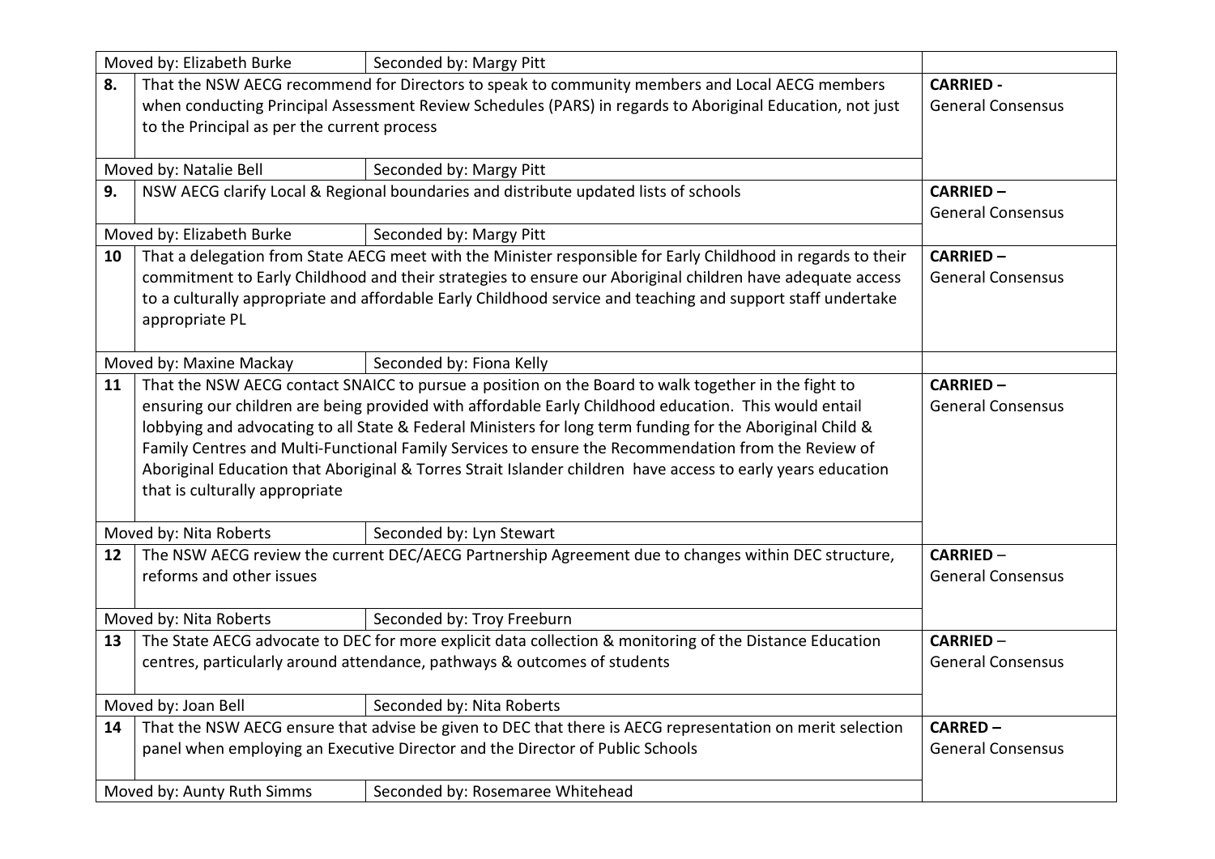| | | | |
|---|---|---|---|
| Moved by: Elizabeth Burke | | Seconded by: Margy Pitt | |
| **8.** | That the NSW AECG recommend for Directors to speak to community members and Local AECG members when conducting Principal Assessment Review Schedules (PARS) in regards to Aboriginal Education, not just to the Principal as per the current process | | **CARRIED -** General Consensus |
| Moved by: Natalie Bell | | Seconded by: Margy Pitt | |
| **9.** | NSW AECG clarify Local & Regional boundaries and distribute updated lists of schools | | **CARRIED –** General Consensus |
| Moved by: Elizabeth Burke | | Seconded by: Margy Pitt | |
| **10** | That a delegation from State AECG meet with the Minister responsible for Early Childhood in regards to their commitment to Early Childhood and their strategies to ensure our Aboriginal children have adequate access to a culturally appropriate and affordable Early Childhood service and teaching and support staff undertake appropriate PL | | **CARRIED –** General Consensus |
| Moved by: Maxine Mackay | | Seconded by: Fiona Kelly | |
| **11** | That the NSW AECG contact SNAICC to pursue a position on the Board to walk together in the fight to ensuring our children are being provided with affordable Early Childhood education. This would entail lobbying and advocating to all State & Federal Ministers for long term funding for the Aboriginal Child & Family Centres and Multi-Functional Family Services to ensure the Recommendation from the Review of Aboriginal Education that Aboriginal & Torres Strait Islander children have access to early years education that is culturally appropriate | | **CARRIED –** General Consensus |
| Moved by: Nita Roberts | | Seconded by: Lyn Stewart | |
| **12** | The NSW AECG review the current DEC/AECG Partnership Agreement due to changes within DEC structure, reforms and other issues | | **CARRIED** – General Consensus |
| Moved by: Nita Roberts | | Seconded by: Troy Freeburn | |
| **13** | The State AECG advocate to DEC for more explicit data collection & monitoring of the Distance Education centres, particularly around attendance, pathways & outcomes of students | | **CARRIED** – General Consensus |
| Moved by: Joan Bell | | Seconded by: Nita Roberts | |
| **14** | That the NSW AECG ensure that advise be given to DEC that there is AECG representation on merit selection panel when employing an Executive Director and the Director of Public Schools | | **CARRED –** General Consensus |
| Moved by: Aunty Ruth Simms | | Seconded by: Rosemaree Whitehead | |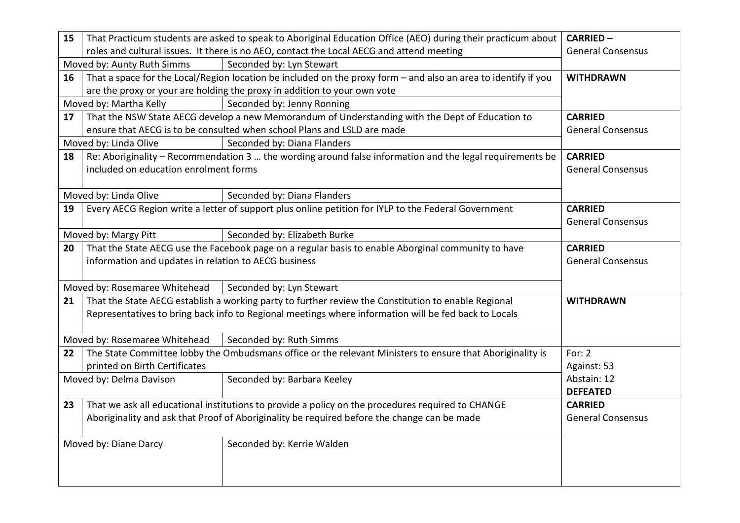| No. | Motion | Result |
|---|---|---|
| 15 | That Practicum students are asked to speak to Aboriginal Education Office (AEO) during their practicum about roles and cultural issues. It there is no AEO, contact the Local AECG and attend meeting | **CARRIED –** General Consensus |
| | Moved by: Aunty Ruth Simms — Seconded by: Lyn Stewart | |
| 16 | That a space for the Local/Region location be included on the proxy form – and also an area to identify if you are the proxy or your are holding the proxy in addition to your own vote | **WITHDRAWN** |
| | Moved by: Martha Kelly — Seconded by: Jenny Ronning | |
| 17 | That the NSW State AECG develop a new Memorandum of Understanding with the Dept of Education to ensure that AECG is to be consulted when school Plans and LSLD are made | **CARRIED** General Consensus |
| | Moved by: Linda Olive — Seconded by: Diana Flanders | |
| 18 | Re: Aboriginality – Recommendation 3 … the wording around false information and the legal requirements be included on education enrolment forms | **CARRIED** General Consensus |
| | Moved by: Linda Olive — Seconded by: Diana Flanders | |
| 19 | Every AECG Region write a letter of support plus online petition for IYLP to the Federal Government | **CARRIED** General Consensus |
| | Moved by: Margy Pitt — Seconded by: Elizabeth Burke | |
| 20 | That the State AECG use the Facebook page on a regular basis to enable Aborginal community to have information and updates in relation to AECG business | **CARRIED** General Consensus |
| | Moved by: Rosemaree Whitehead — Seconded by: Lyn Stewart | |
| 21 | That the State AECG establish a working party to further review the Constitution to enable Regional Representatives to bring back info to Regional meetings where information will be fed back to Locals | **WITHDRAWN** |
| | Moved by: Rosemaree Whitehead — Seconded by: Ruth Simms | |
| 22 | The State Committee lobby the Ombudsmans office or the relevant Ministers to ensure that Aboriginality is printed on Birth Certificates | For: 2<br>Against: 53<br>Abstain: 12<br>**DEFEATED** |
| | Moved by: Delma Davison — Seconded by: Barbara Keeley | |
| 23 | That we ask all educational institutions to provide a policy on the procedures required to CHANGE Aboriginality and ask that Proof of Aboriginality be required before the change can be made | **CARRIED** General Consensus |
| | Moved by: Diane Darcy — Seconded by: Kerrie Walden | |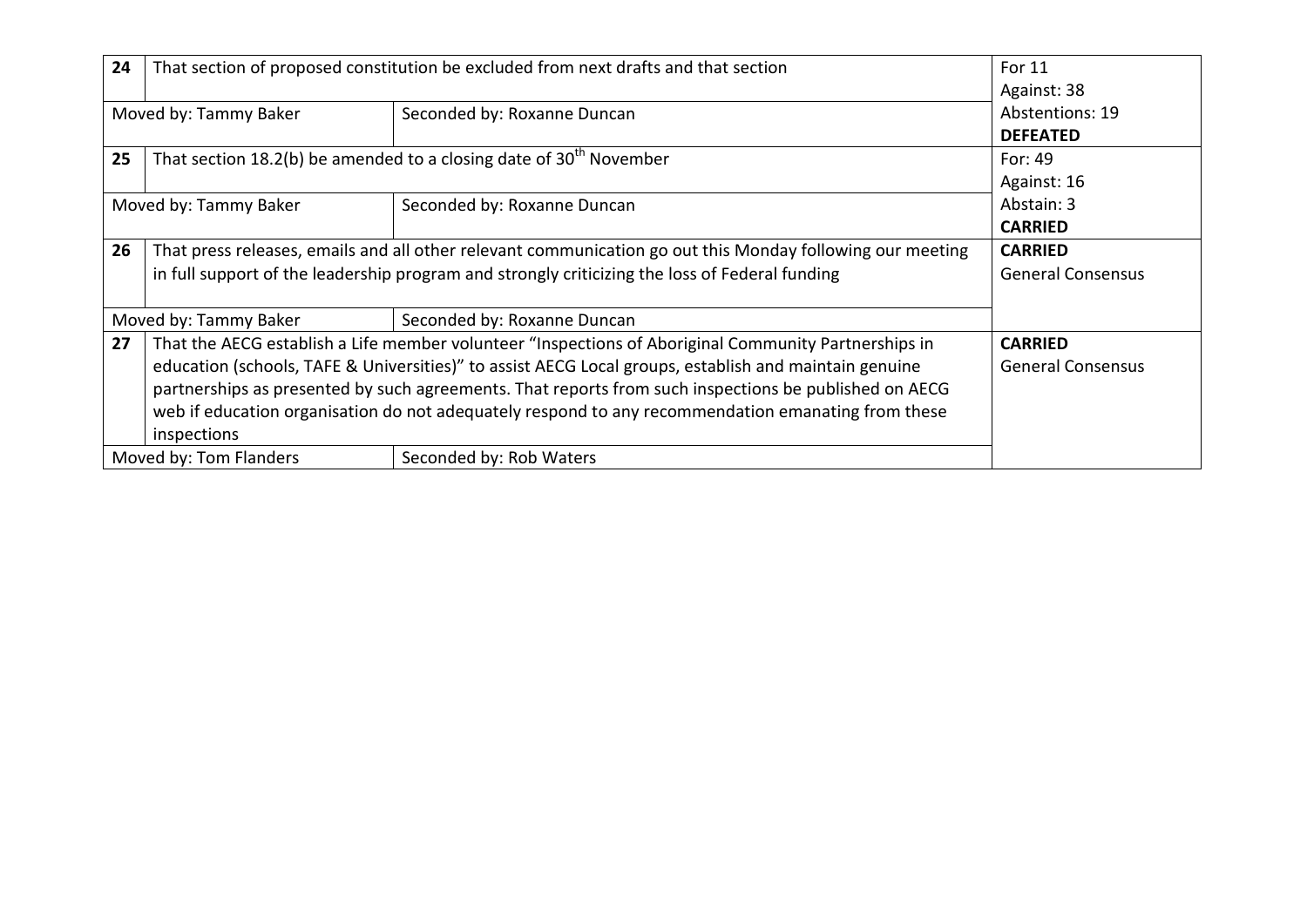| | | | |
|---|---|---|---|
| **24** | That section of proposed constitution be excluded from next drafts and that section | | For 11<br>Against: 38<br>Abstentions: 19<br>**DEFEATED** |
| Moved by: Tammy Baker | | Seconded by: Roxanne Duncan | |
| **25** | That section 18.2(b) be amended to a closing date of 30th November | | For: 49<br>Against: 16<br>Abstain: 3<br>**CARRIED** |
| Moved by: Tammy Baker | | Seconded by: Roxanne Duncan | |
| **26** | That press releases, emails and all other relevant communication go out this Monday following our meeting in full support of the leadership program and strongly criticizing the loss of Federal funding | | **CARRIED**<br>General Consensus |
| Moved by: Tammy Baker | | Seconded by: Roxanne Duncan | |
| **27** | That the AECG establish a Life member volunteer "Inspections of Aboriginal Community Partnerships in education (schools, TAFE & Universities)" to assist AECG Local groups, establish and maintain genuine partnerships as presented by such agreements. That reports from such inspections be published on AECG web if education organisation do not adequately respond to any recommendation emanating from these inspections | | **CARRIED**<br>General Consensus |
| Moved by: Tom Flanders | | Seconded by: Rob Waters | |